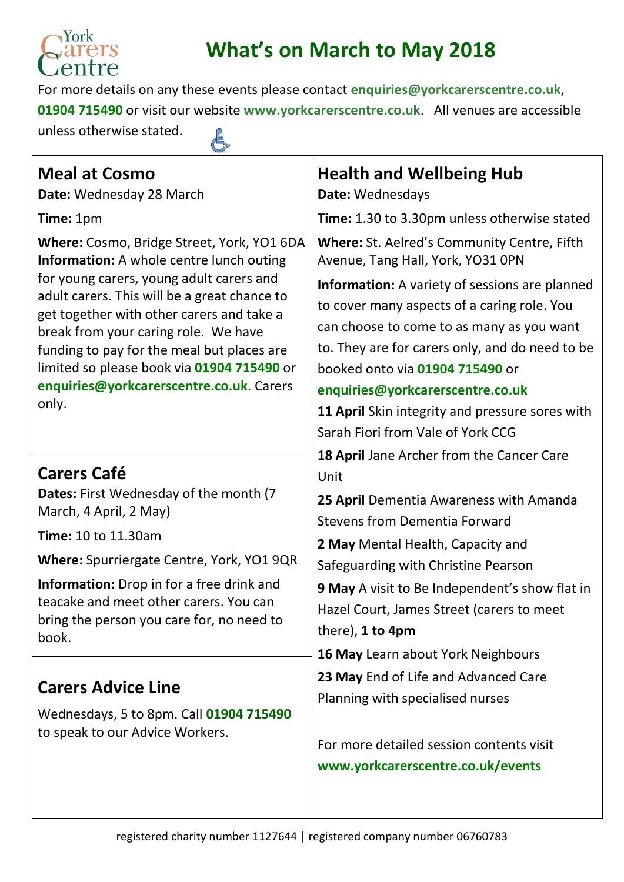York Carers Centre

# What's on March to May 2018

For more details on any these events please contact **enquiries@yorkcarerscentre.co.uk**, **01904 715490** or visit our website **www.yorkcarerscentre.co.uk**. All venues are accessible unless otherwise stated.

## Meal at Cosmo

**Date:** Wednesday 28 March

**Time:** 1pm

**Where:** Cosmo, Bridge Street, York, YO1 6DA

**Information:** A whole centre lunch outing for young carers, young adult carers and adult carers. This will be a great chance to get together with other carers and take a break from your caring role. We have funding to pay for the meal but places are limited so please book via **01904 715490** or **enquiries@yorkcarerscentre.co.uk**. Carers only.

## Carers Café

**Dates:** First Wednesday of the month (7 March, 4 April, 2 May)

**Time:** 10 to 11.30am

**Where:** Spurriergate Centre, York, YO1 9QR

**Information:** Drop in for a free drink and teacake and meet other carers. You can bring the person you care for, no need to book.

## Carers Advice Line

Wednesdays, 5 to 8pm. Call **01904 715490** to speak to our Advice Workers.

## Health and Wellbeing Hub

**Date:** Wednesdays

**Time:** 1.30 to 3.30pm unless otherwise stated

**Where:** St. Aelred's Community Centre, Fifth Avenue, Tang Hall, York, YO31 0PN

**Information:** A variety of sessions are planned to cover many aspects of a caring role. You can choose to come to as many as you want to. They are for carers only, and do need to be booked onto via **01904 715490** or **enquiries@yorkcarerscentre.co.uk**

**11 April** Skin integrity and pressure sores with Sarah Fiori from Vale of York CCG

**18 April** Jane Archer from the Cancer Care Unit

**25 April** Dementia Awareness with Amanda Stevens from Dementia Forward

**2 May** Mental Health, Capacity and Safeguarding with Christine Pearson

**9 May** A visit to Be Independent's show flat in Hazel Court, James Street (carers to meet there), **1 to 4pm**

**16 May** Learn about York Neighbours

**23 May** End of Life and Advanced Care Planning with specialised nurses

For more detailed session contents visit **www.yorkcarerscentre.co.uk/events**

registered charity number 1127644 | registered company number 06760783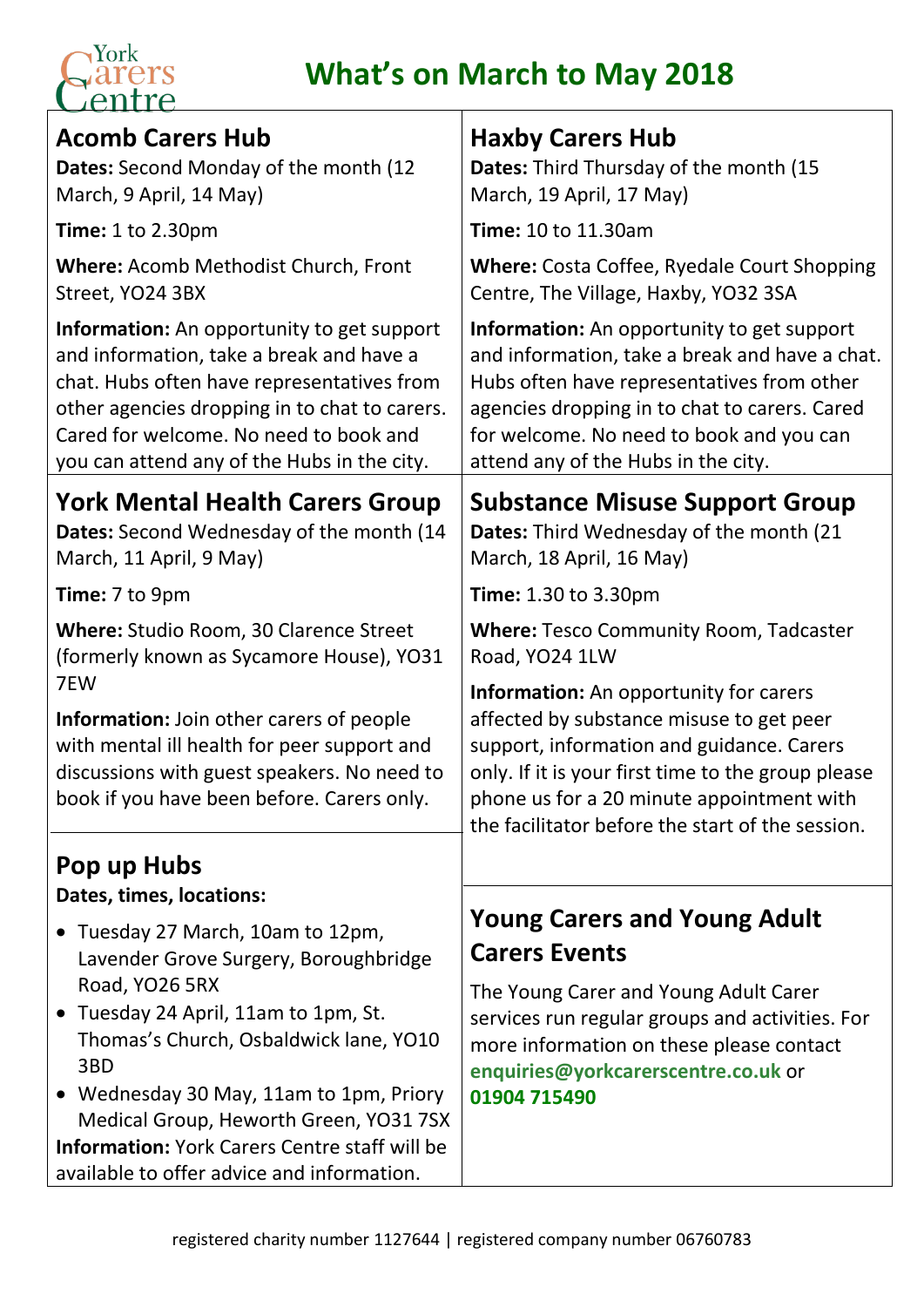York Carers Centre

# What's on March to May 2018

## Acomb Carers Hub

**Dates:** Second Monday of the month (12 March, 9 April, 14 May)

**Time:** 1 to 2.30pm

**Where:** Acomb Methodist Church, Front Street, YO24 3BX

**Information:** An opportunity to get support and information, take a break and have a chat. Hubs often have representatives from other agencies dropping in to chat to carers. Cared for welcome. No need to book and you can attend any of the Hubs in the city.

## York Mental Health Carers Group

**Dates:** Second Wednesday of the month (14 March, 11 April, 9 May)

**Time:** 7 to 9pm

**Where:** Studio Room, 30 Clarence Street (formerly known as Sycamore House), YO31 7EW

**Information:** Join other carers of people with mental ill health for peer support and discussions with guest speakers. No need to book if you have been before. Carers only.

## Pop up Hubs

**Dates, times, locations:**

- Tuesday 27 March, 10am to 12pm, Lavender Grove Surgery, Boroughbridge Road, YO26 5RX
- Tuesday 24 April, 11am to 1pm, St. Thomas's Church, Osbaldwick lane, YO10 3BD
- Wednesday 30 May, 11am to 1pm, Priory Medical Group, Heworth Green, YO31 7SX

**Information:** York Carers Centre staff will be available to offer advice and information.

## Haxby Carers Hub

**Dates:** Third Thursday of the month (15 March, 19 April, 17 May)

**Time:** 10 to 11.30am

**Where:** Costa Coffee, Ryedale Court Shopping Centre, The Village, Haxby, YO32 3SA

**Information:** An opportunity to get support and information, take a break and have a chat. Hubs often have representatives from other agencies dropping in to chat to carers. Cared for welcome. No need to book and you can attend any of the Hubs in the city.

## Substance Misuse Support Group

**Dates:** Third Wednesday of the month (21 March, 18 April, 16 May)

**Time:** 1.30 to 3.30pm

**Where:** Tesco Community Room, Tadcaster Road, YO24 1LW

**Information:** An opportunity for carers affected by substance misuse to get peer support, information and guidance. Carers only. If it is your first time to the group please phone us for a 20 minute appointment with the facilitator before the start of the session.

## Young Carers and Young Adult Carers Events

The Young Carer and Young Adult Carer services run regular groups and activities. For more information on these please contact **enquiries@yorkcarerscentre.co.uk** or **01904 715490**

registered charity number 1127644 | registered company number 06760783